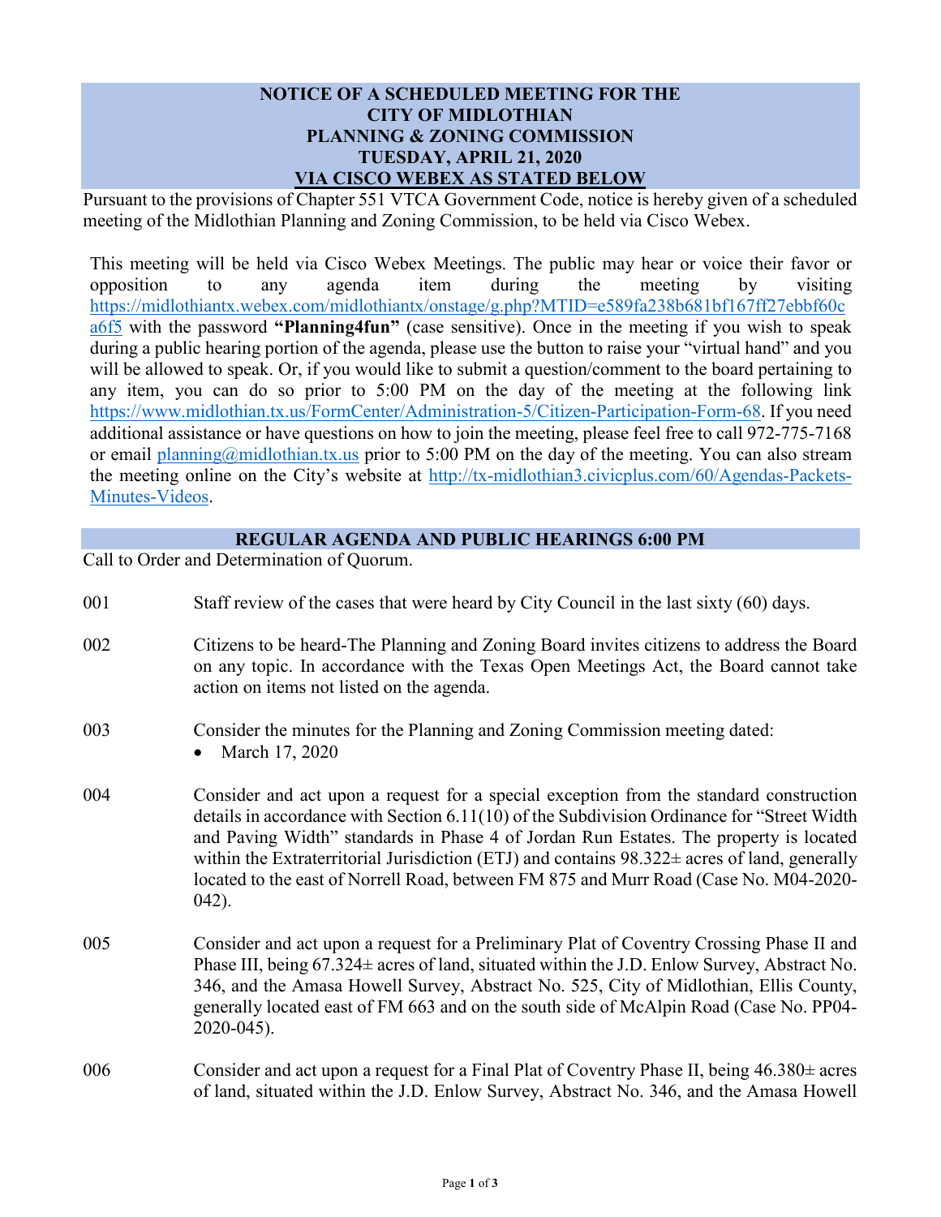# NOTICE OF A SCHEDULED MEETING FOR THE CITY OF MIDLOTHIAN PLANNING & ZONING COMMISSION TUESDAY, APRIL 21, 2020 VIA CISCO WEBEX AS STATED BELOW

Pursuant to the provisions of Chapter 551 VTCA Government Code, notice is hereby given of a scheduled meeting of the Midlothian Planning and Zoning Commission, to be held via Cisco Webex.

This meeting will be held via Cisco Webex Meetings. The public may hear or voice their favor or opposition to any agenda item during the meeting by visiting https://midlothiantx.webex.com/midlothiantx/onstage/g.php?MTID=e589fa238b681bf167ff27ebbf60ca6f5 with the password **"Planning4fun"** (case sensitive). Once in the meeting if you wish to speak during a public hearing portion of the agenda, please use the button to raise your "virtual hand" and you will be allowed to speak. Or, if you would like to submit a question/comment to the board pertaining to any item, you can do so prior to 5:00 PM on the day of the meeting at the following link https://www.midlothian.tx.us/FormCenter/Administration-5/Citizen-Participation-Form-68. If you need additional assistance or have questions on how to join the meeting, please feel free to call 972-775-7168 or email planning@midlothian.tx.us prior to 5:00 PM on the day of the meeting. You can also stream the meeting online on the City's website at http://tx-midlothian3.civicplus.com/60/Agendas-Packets-Minutes-Videos.

## REGULAR AGENDA AND PUBLIC HEARINGS 6:00 PM

Call to Order and Determination of Quorum.

001 Staff review of the cases that were heard by City Council in the last sixty (60) days.

002 Citizens to be heard-The Planning and Zoning Board invites citizens to address the Board on any topic. In accordance with the Texas Open Meetings Act, the Board cannot take action on items not listed on the agenda.

003 Consider the minutes for the Planning and Zoning Commission meeting dated:
- March 17, 2020

004 Consider and act upon a request for a special exception from the standard construction details in accordance with Section 6.11(10) of the Subdivision Ordinance for "Street Width and Paving Width" standards in Phase 4 of Jordan Run Estates. The property is located within the Extraterritorial Jurisdiction (ETJ) and contains 98.322± acres of land, generally located to the east of Norrell Road, between FM 875 and Murr Road (Case No. M04-2020-042).

005 Consider and act upon a request for a Preliminary Plat of Coventry Crossing Phase II and Phase III, being 67.324± acres of land, situated within the J.D. Enlow Survey, Abstract No. 346, and the Amasa Howell Survey, Abstract No. 525, City of Midlothian, Ellis County, generally located east of FM 663 and on the south side of McAlpin Road (Case No. PP04-2020-045).

006 Consider and act upon a request for a Final Plat of Coventry Phase II, being 46.380± acres of land, situated within the J.D. Enlow Survey, Abstract No. 346, and the Amasa Howell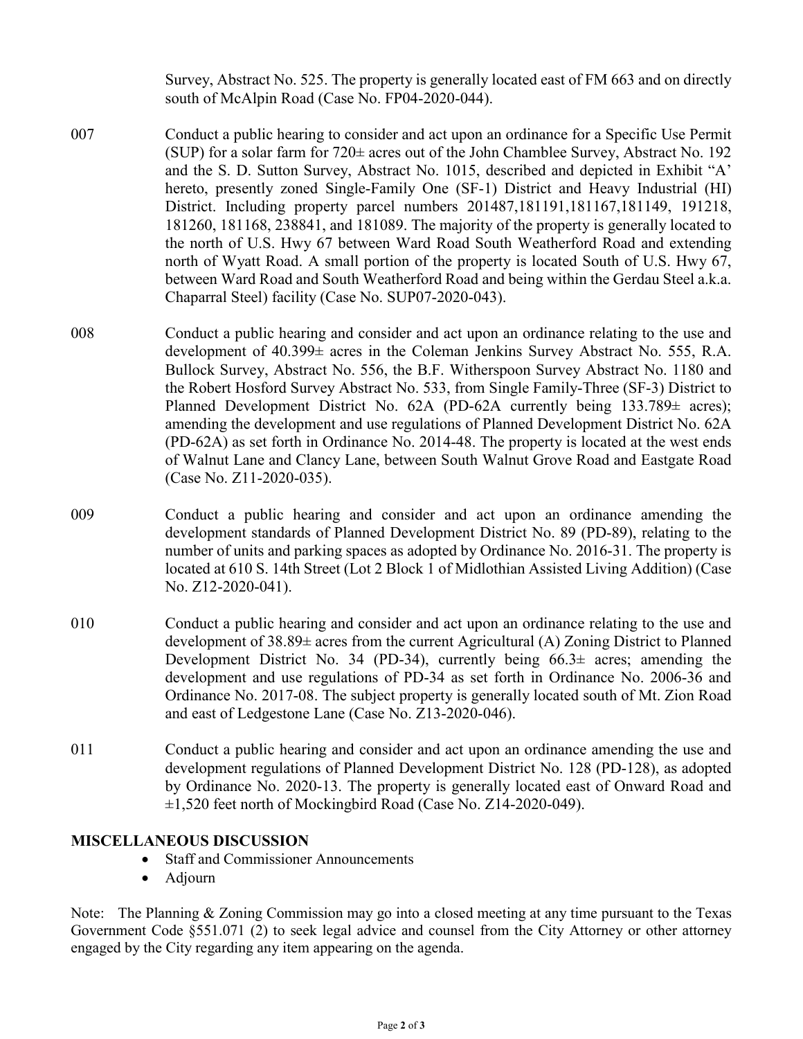Survey, Abstract No. 525. The property is generally located east of FM 663 and on directly south of McAlpin Road (Case No. FP04-2020-044).

007 Conduct a public hearing to consider and act upon an ordinance for a Specific Use Permit (SUP) for a solar farm for 720± acres out of the John Chamblee Survey, Abstract No. 192 and the S. D. Sutton Survey, Abstract No. 1015, described and depicted in Exhibit "A' hereto, presently zoned Single-Family One (SF-1) District and Heavy Industrial (HI) District. Including property parcel numbers 201487,181191,181167,181149, 191218, 181260, 181168, 238841, and 181089. The majority of the property is generally located to the north of U.S. Hwy 67 between Ward Road South Weatherford Road and extending north of Wyatt Road. A small portion of the property is located South of U.S. Hwy 67, between Ward Road and South Weatherford Road and being within the Gerdau Steel a.k.a. Chaparral Steel) facility (Case No. SUP07-2020-043).

008 Conduct a public hearing and consider and act upon an ordinance relating to the use and development of 40.399± acres in the Coleman Jenkins Survey Abstract No. 555, R.A. Bullock Survey, Abstract No. 556, the B.F. Witherspoon Survey Abstract No. 1180 and the Robert Hosford Survey Abstract No. 533, from Single Family-Three (SF-3) District to Planned Development District No. 62A (PD-62A currently being 133.789± acres); amending the development and use regulations of Planned Development District No. 62A (PD-62A) as set forth in Ordinance No. 2014-48. The property is located at the west ends of Walnut Lane and Clancy Lane, between South Walnut Grove Road and Eastgate Road (Case No. Z11-2020-035).

009 Conduct a public hearing and consider and act upon an ordinance amending the development standards of Planned Development District No. 89 (PD-89), relating to the number of units and parking spaces as adopted by Ordinance No. 2016-31. The property is located at 610 S. 14th Street (Lot 2 Block 1 of Midlothian Assisted Living Addition) (Case No. Z12-2020-041).

010 Conduct a public hearing and consider and act upon an ordinance relating to the use and development of 38.89± acres from the current Agricultural (A) Zoning District to Planned Development District No. 34 (PD-34), currently being 66.3± acres; amending the development and use regulations of PD-34 as set forth in Ordinance No. 2006-36 and Ordinance No. 2017-08. The subject property is generally located south of Mt. Zion Road and east of Ledgestone Lane (Case No. Z13-2020-046).

011 Conduct a public hearing and consider and act upon an ordinance amending the use and development regulations of Planned Development District No. 128 (PD-128), as adopted by Ordinance No. 2020-13. The property is generally located east of Onward Road and ±1,520 feet north of Mockingbird Road (Case No. Z14-2020-049).

**MISCELLANEOUS DISCUSSION**

- Staff and Commissioner Announcements
- Adjourn

Note: The Planning & Zoning Commission may go into a closed meeting at any time pursuant to the Texas Government Code §551.071 (2) to seek legal advice and counsel from the City Attorney or other attorney engaged by the City regarding any item appearing on the agenda.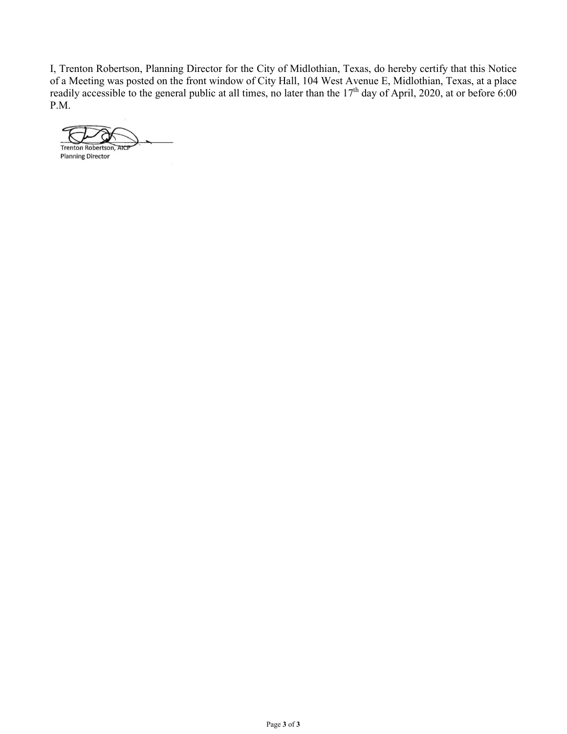I, Trenton Robertson, Planning Director for the City of Midlothian, Texas, do hereby certify that this Notice of a Meeting was posted on the front window of City Hall, 104 West Avenue E, Midlothian, Texas, at a place readily accessible to the general public at all times, no later than the 17th day of April, 2020, at or before 6:00 P.M.

Trenton Robertson, AICP
Planning Director